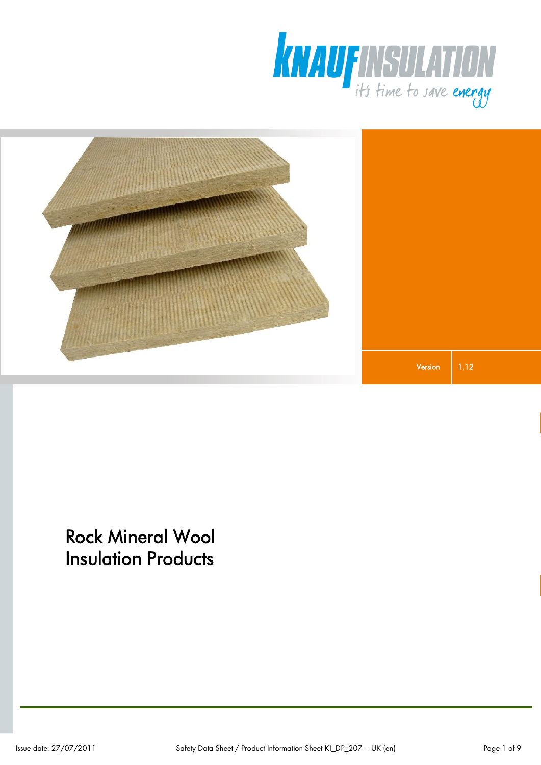KNAUF INSULATION
it's time to save energy

Version | 1.12

# Rock Mineral Wool Insulation Products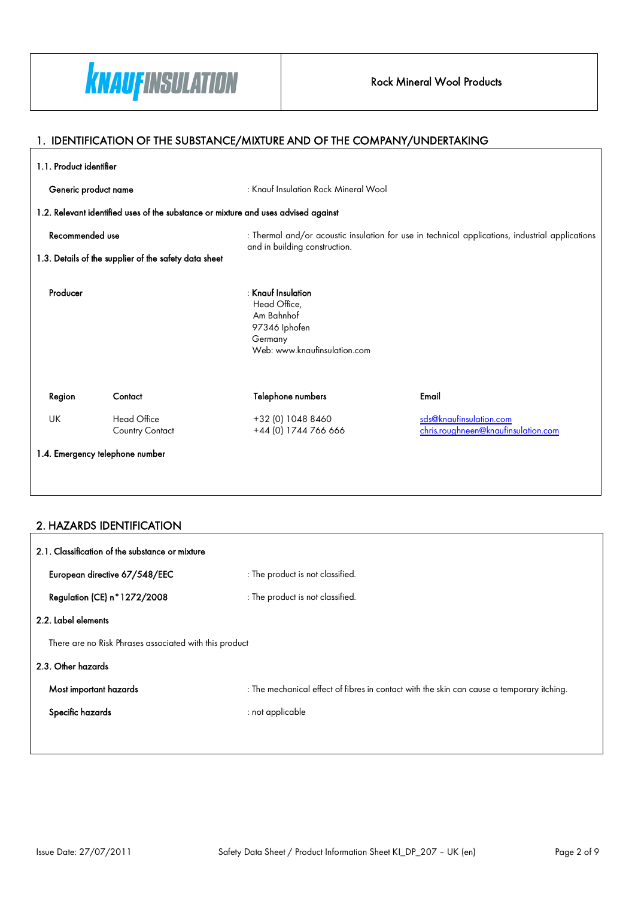## 1. IDENTIFICATION OF THE SUBSTANCE/MIXTURE AND OF THE COMPANY/UNDERTAKING

### 1.1. Product identifier

**Generic product name** : Knauf Insulation Rock Mineral Wool

### 1.2. Relevant identified uses of the substance or mixture and uses advised against

**Recommended use** : Thermal and/or acoustic insulation for use in technical applications, industrial applications and in building construction.

### 1.3. Details of the supplier of the safety data sheet

**Producer** : **Knauf Insulation**
Head Office,
Am Bahnhof
97346 Iphofen
Germany
Web: www.knaufinsulation.com

| Region | Contact | Telephone numbers | Email |
|---|---|---|---|
| UK | Head Office | +32 (0) 1048 8460 | sds@knaufinsulation.com |
| | Country Contact | +44 (0) 1744 766 666 | chris.roughneen@knaufinsulation.com |

### 1.4. Emergency telephone number

## 2. HAZARDS IDENTIFICATION

### 2.1. Classification of the substance or mixture

**European directive 67/548/EEC** : The product is not classified.

**Regulation (CE) n°1272/2008** : The product is not classified.

### 2.2. Label elements

There are no Risk Phrases associated with this product

### 2.3. Other hazards

**Most important hazards** : The mechanical effect of fibres in contact with the skin can cause a temporary itching.

**Specific hazards** : not applicable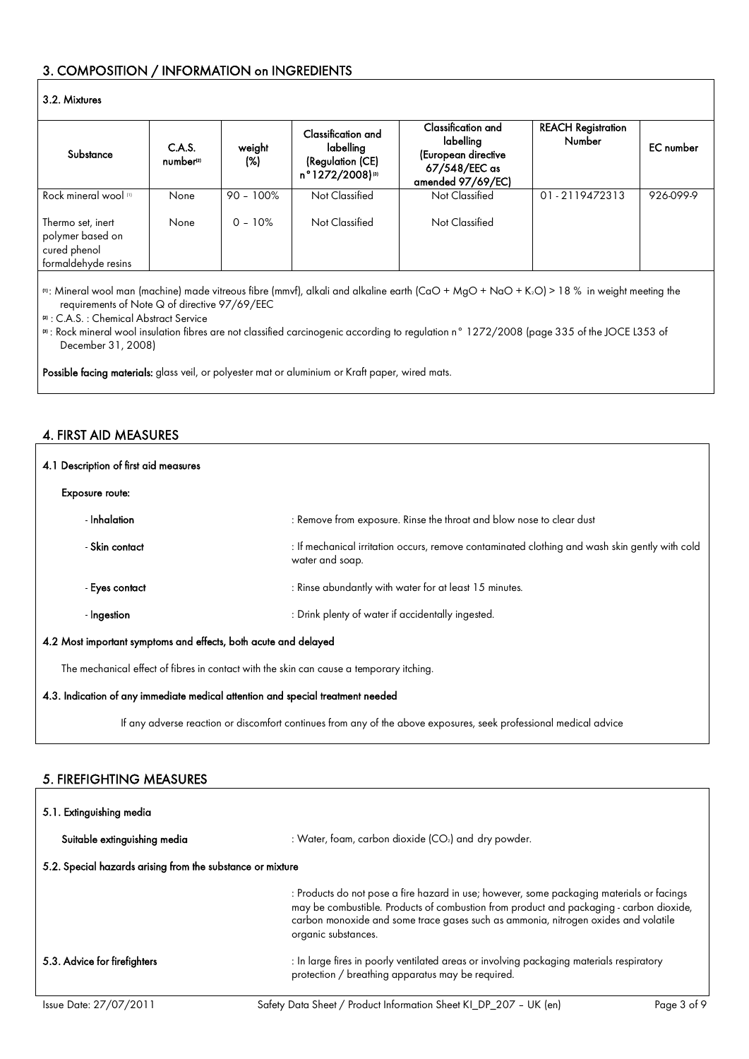## 3. COMPOSITION / INFORMATION on INGREDIENTS

### 3.2. Mixtures

| Substance | C.A.S. number[2] | weight (%) | Classification and labelling (Regulation (CE) n°1272/2008)[3] | Classification and labelling (European directive 67/548/EEC as amended 97/69/EC) | REACH Registration Number | EC number |
|---|---|---|---|---|---|---|
| Rock mineral wool [1] | None | 90 – 100% | Not Classified | Not Classified | 01 - 2119472313 | 926-099-9 |
| Thermo set, inert polymer based on cured phenol formaldehyde resins | None | 0 – 10% | Not Classified | Not Classified | | |

[1]: Mineral wool man (machine) made vitreous fibre (mmvf), alkali and alkaline earth ($CaO + MgO + NaO + K_2O$) > 18 % in weight meeting the requirements of Note Q of directive 97/69/EEC

[2] : C.A.S. : Chemical Abstract Service

[3] : Rock mineral wool insulation fibres are not classified carcinogenic according to regulation n° 1272/2008 (page 335 of the JOCE L353 of December 31, 2008)

**Possible facing materials:** glass veil, or polyester mat or aluminium or Kraft paper, wired mats.

## 4. FIRST AID MEASURES

### 4.1 Description of first aid measures

**Exposure route:**

- **Inhalation** : Remove from exposure. Rinse the throat and blow nose to clear dust
- **Skin contact** : If mechanical irritation occurs, remove contaminated clothing and wash skin gently with cold water and soap.
- **Eyes contact** : Rinse abundantly with water for at least 15 minutes.
- **Ingestion** : Drink plenty of water if accidentally ingested.

### 4.2 Most important symptoms and effects, both acute and delayed

The mechanical effect of fibres in contact with the skin can cause a temporary itching.

### 4.3. Indication of any immediate medical attention and special treatment needed

If any adverse reaction or discomfort continues from any of the above exposures, seek professional medical advice

## 5. FIREFIGHTING MEASURES

### 5.1. Extinguishing media

**Suitable extinguishing media** : Water, foam, carbon dioxide ($CO_2$) and dry powder.

### 5.2. Special hazards arising from the substance or mixture

: Products do not pose a fire hazard in use; however, some packaging materials or facings may be combustible. Products of combustion from product and packaging - carbon dioxide, carbon monoxide and some trace gases such as ammonia, nitrogen oxides and volatile organic substances.

### 5.3. Advice for firefighters

: In large fires in poorly ventilated areas or involving packaging materials respiratory protection / breathing apparatus may be required.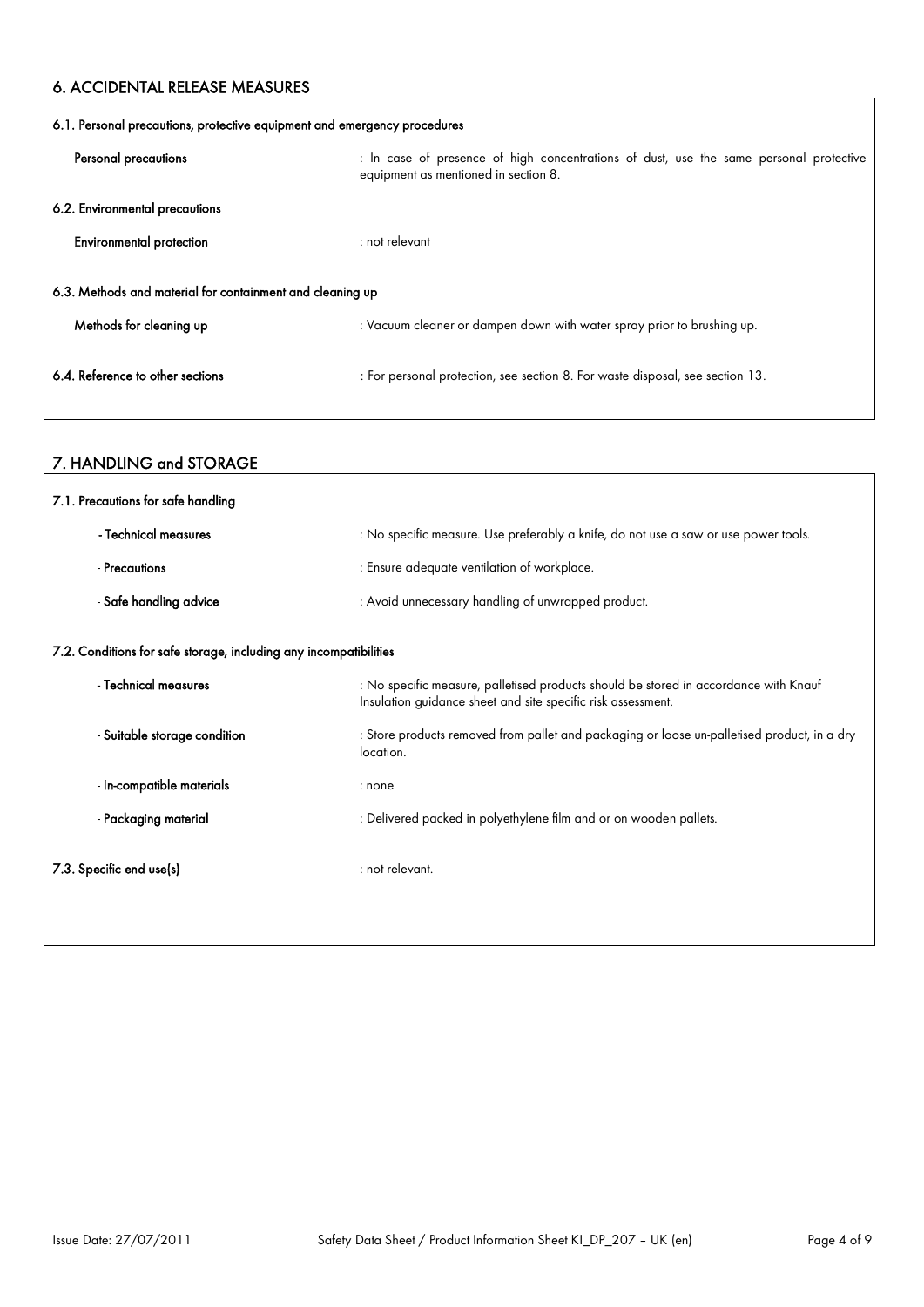## 6. ACCIDENTAL RELEASE MEASURES

### 6.1. Personal precautions, protective equipment and emergency procedures

| | |
|---|---|
| **Personal precautions** | : In case of presence of high concentrations of dust, use the same personal protective equipment as mentioned in section 8. |

### 6.2. Environmental precautions

| | |
|---|---|
| **Environmental protection** | : not relevant |

### 6.3. Methods and material for containment and cleaning up

| | |
|---|---|
| **Methods for cleaning up** | : Vacuum cleaner or dampen down with water spray prior to brushing up. |

### 6.4. Reference to other sections

: For personal protection, see section 8. For waste disposal, see section 13.

## 7. HANDLING and STORAGE

### 7.1. Precautions for safe handling

| | |
|---|---|
| **- Technical measures** | : No specific measure. Use preferably a knife, do not use a saw or use power tools. |
| **- Precautions** | : Ensure adequate ventilation of workplace. |
| **- Safe handling advice** | : Avoid unnecessary handling of unwrapped product. |

### 7.2. Conditions for safe storage, including any incompatibilities

| | |
|---|---|
| **- Technical measures** | : No specific measure, palletised products should be stored in accordance with Knauf Insulation guidance sheet and site specific risk assessment. |
| **- Suitable storage condition** | : Store products removed from pallet and packaging or loose un-palletised product, in a dry location. |
| **- In-compatible materials** | : none |
| **- Packaging material** | : Delivered packed in polyethylene film and or on wooden pallets. |

### 7.3. Specific end use(s)

: not relevant.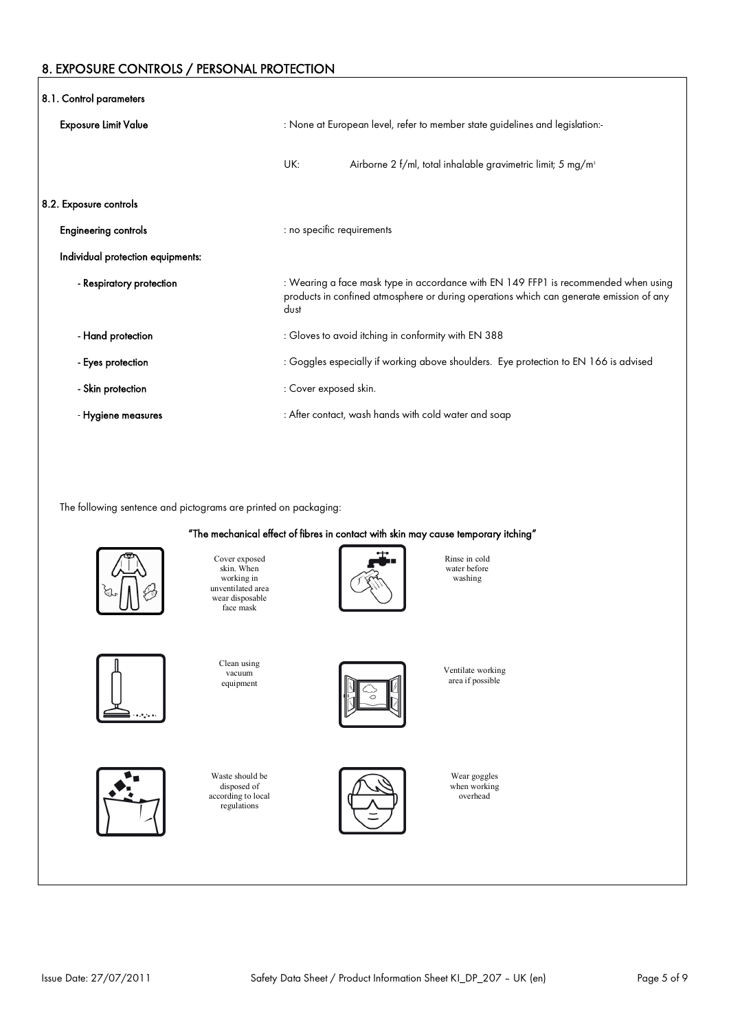## 8. EXPOSURE CONTROLS / PERSONAL PROTECTION

### 8.1. Control parameters

**Exposure Limit Value** : None at European level, refer to member state guidelines and legislation:-

UK: Airborne 2 f/ml, total inhalable gravimetric limit; 5 mg/m³

### 8.2. Exposure controls

**Engineering controls** : no specific requirements

**Individual protection equipments:**

- **Respiratory protection** : Wearing a face mask type in accordance with EN 149 FFP1 is recommended when using products in confined atmosphere or during operations which can generate emission of any dust
- **Hand protection** : Gloves to avoid itching in conformity with EN 388
- **Eyes protection** : Goggles especially if working above shoulders. Eye protection to EN 166 is advised
- **Skin protection** : Cover exposed skin.
- **Hygiene measures** : After contact, wash hands with cold water and soap

The following sentence and pictograms are printed on packaging:

**"The mechanical effect of fibres in contact with skin may cause temporary itching"**

Cover exposed skin. When working in unventilated area wear disposable face mask

Rinse in cold water before washing

Clean using vacuum equipment

Ventilate working area if possible

Waste should be disposed of according to local regulations

Wear goggles when working overhead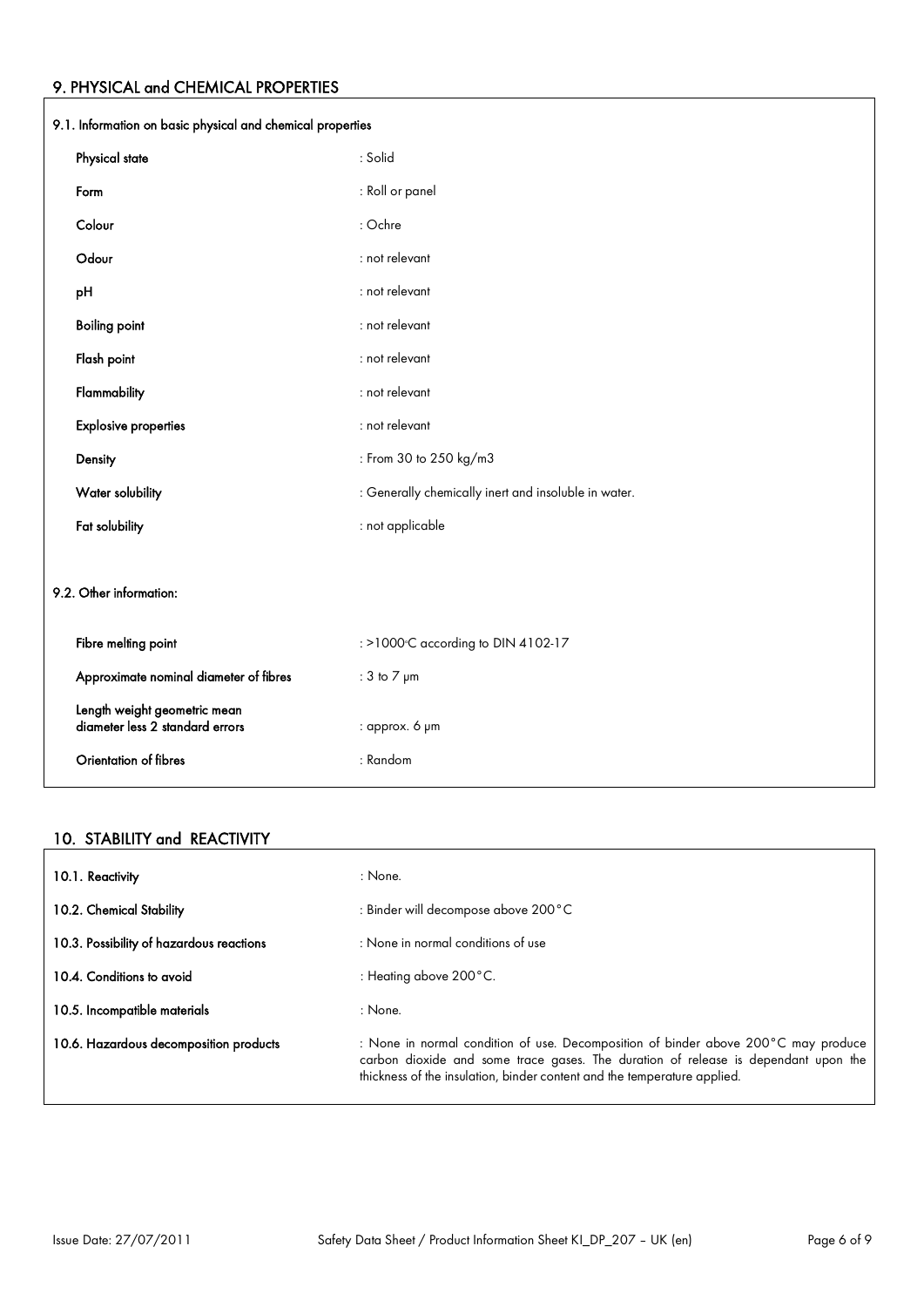## 9. PHYSICAL and CHEMICAL PROPERTIES

### 9.1. Information on basic physical and chemical properties

| | |
|---|---|
| **Physical state** | : Solid |
| **Form** | : Roll or panel |
| **Colour** | : Ochre |
| **Odour** | : not relevant |
| **pH** | : not relevant |
| **Boiling point** | : not relevant |
| **Flash point** | : not relevant |
| **Flammability** | : not relevant |
| **Explosive properties** | : not relevant |
| **Density** | : From 30 to 250 kg/m3 |
| **Water solubility** | : Generally chemically inert and insoluble in water. |
| **Fat solubility** | : not applicable |

### 9.2. Other information:

| | |
|---|---|
| **Fibre melting point** | : >1000°C according to DIN 4102-17 |
| **Approximate nominal diameter of fibres** | : 3 to 7 µm |
| **Length weight geometric mean diameter less 2 standard errors** | : approx. 6 µm |
| **Orientation of fibres** | : Random |

## 10. STABILITY and REACTIVITY

| | |
|---|---|
| **10.1. Reactivity** | : None. |
| **10.2. Chemical Stability** | : Binder will decompose above 200°C |
| **10.3. Possibility of hazardous reactions** | : None in normal conditions of use |
| **10.4. Conditions to avoid** | : Heating above 200°C. |
| **10.5. Incompatible materials** | : None. |
| **10.6. Hazardous decomposition products** | : None in normal condition of use. Decomposition of binder above 200°C may produce carbon dioxide and some trace gases. The duration of release is dependant upon the thickness of the insulation, binder content and the temperature applied. |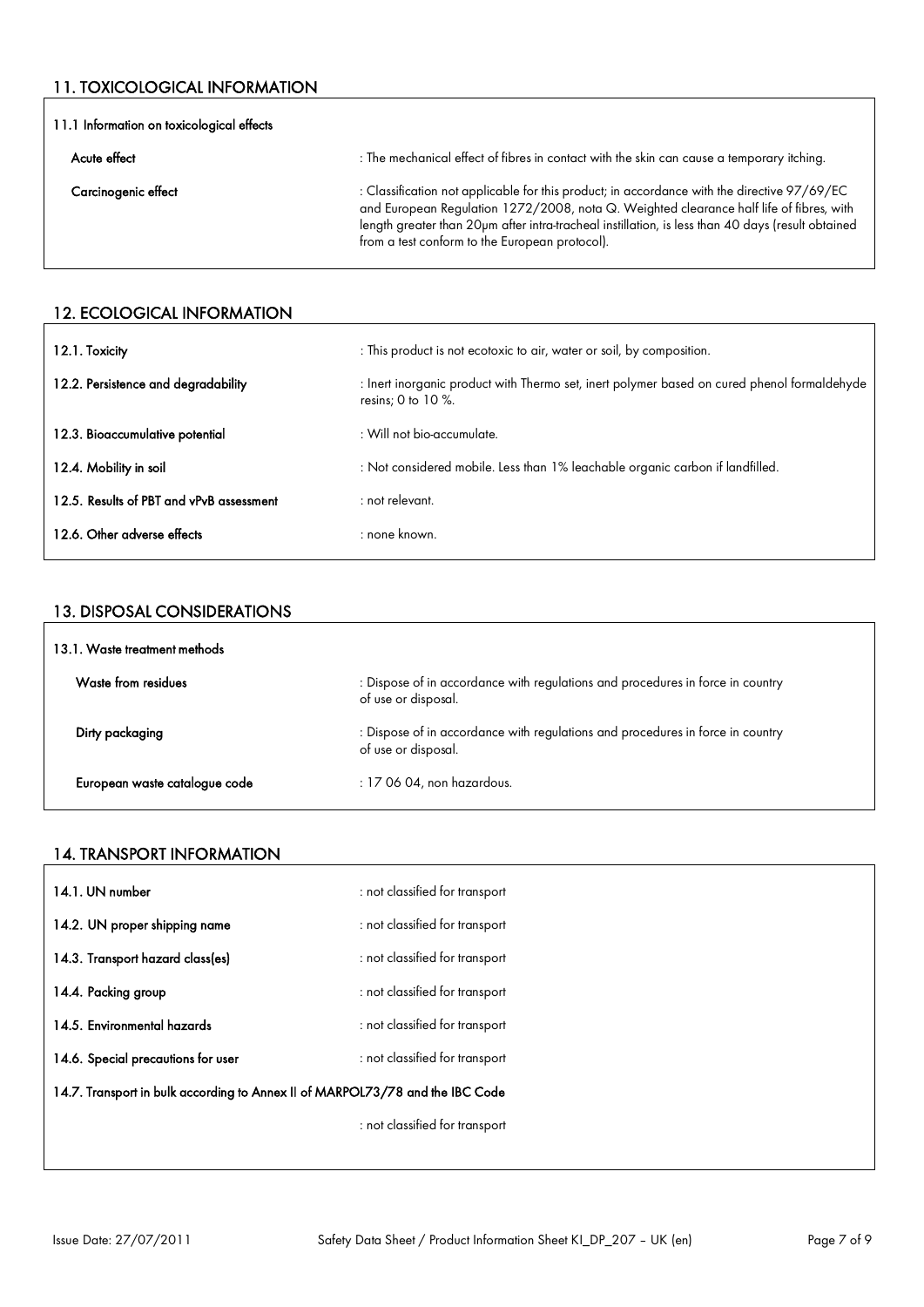## 11. TOXICOLOGICAL INFORMATION

### 11.1 Information on toxicological effects

| | |
|---|---|
| Acute effect | : The mechanical effect of fibres in contact with the skin can cause a temporary itching. |
| Carcinogenic effect | : Classification not applicable for this product; in accordance with the directive 97/69/EC and European Regulation 1272/2008, nota Q. Weighted clearance half life of fibres, with length greater than 20µm after intra-tracheal instillation, is less than 40 days (result obtained from a test conform to the European protocol). |

## 12. ECOLOGICAL INFORMATION

| | |
|---|---|
| 12.1. Toxicity | : This product is not ecotoxic to air, water or soil, by composition. |
| 12.2. Persistence and degradability | : Inert inorganic product with Thermo set, inert polymer based on cured phenol formaldehyde resins; 0 to 10 %. |
| 12.3. Bioaccumulative potential | : Will not bio-accumulate. |
| 12.4. Mobility in soil | : Not considered mobile. Less than 1% leachable organic carbon if landfilled. |
| 12.5. Results of PBT and vPvB assessment | : not relevant. |
| 12.6. Other adverse effects | : none known. |

## 13. DISPOSAL CONSIDERATIONS

### 13.1. Waste treatment methods

| | |
|---|---|
| Waste from residues | : Dispose of in accordance with regulations and procedures in force in country of use or disposal. |
| Dirty packaging | : Dispose of in accordance with regulations and procedures in force in country of use or disposal. |
| European waste catalogue code | : 17 06 04, non hazardous. |

## 14. TRANSPORT INFORMATION

| | |
|---|---|
| 14.1. UN number | : not classified for transport |
| 14.2. UN proper shipping name | : not classified for transport |
| 14.3. Transport hazard class(es) | : not classified for transport |
| 14.4. Packing group | : not classified for transport |
| 14.5. Environmental hazards | : not classified for transport |
| 14.6. Special precautions for user | : not classified for transport |

14.7. Transport in bulk according to Annex II of MARPOL73/78 and the IBC Code

: not classified for transport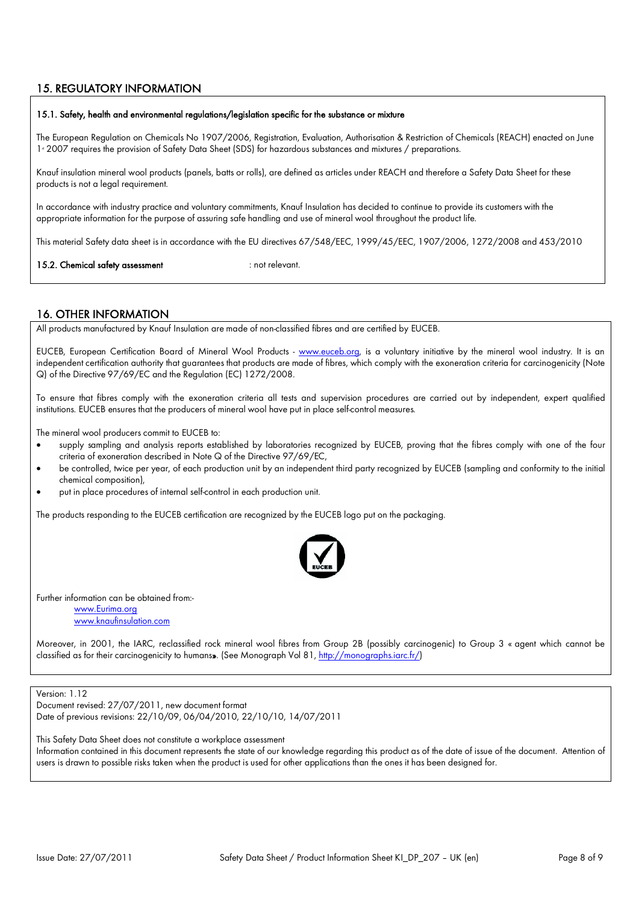## 15. REGULATORY INFORMATION

**15.1. Safety, health and environmental regulations/legislation specific for the substance or mixture**

The European Regulation on Chemicals No 1907/2006, Registration, Evaluation, Authorisation & Restriction of Chemicals (REACH) enacted on June 1st 2007 requires the provision of Safety Data Sheet (SDS) for hazardous substances and mixtures / preparations.

Knauf insulation mineral wool products (panels, batts or rolls), are defined as articles under REACH and therefore a Safety Data Sheet for these products is not a legal requirement.

In accordance with industry practice and voluntary commitments, Knauf Insulation has decided to continue to provide its customers with the appropriate information for the purpose of assuring safe handling and use of mineral wool throughout the product life.

This material Safety data sheet is in accordance with the EU directives 67/548/EEC, 1999/45/EEC, 1907/2006, 1272/2008 and 453/2010

**15.2. Chemical safety assessment** : not relevant.

## 16. OTHER INFORMATION

All products manufactured by Knauf Insulation are made of non-classified fibres and are certified by EUCEB.

EUCEB, European Certification Board of Mineral Wool Products - www.euceb.org, is a voluntary initiative by the mineral wool industry. It is an independent certification authority that guarantees that products are made of fibres, which comply with the exoneration criteria for carcinogenicity (Note Q) of the Directive 97/69/EC and the Regulation (EC) 1272/2008.

To ensure that fibres comply with the exoneration criteria all tests and supervision procedures are carried out by independent, expert qualified institutions. EUCEB ensures that the producers of mineral wool have put in place self-control measures.

The mineral wool producers commit to EUCEB to:

- supply sampling and analysis reports established by laboratories recognized by EUCEB, proving that the fibres comply with one of the four criteria of exoneration described in Note Q of the Directive 97/69/EC,
- be controlled, twice per year, of each production unit by an independent third party recognized by EUCEB (sampling and conformity to the initial chemical composition),
- put in place procedures of internal self-control in each production unit.

The products responding to the EUCEB certification are recognized by the EUCEB logo put on the packaging.

Further information can be obtained from:-
www.Eurima.org
www.knaufinsulation.com

Moreover, in 2001, the IARC, reclassified rock mineral wool fibres from Group 2B (possibly carcinogenic) to Group 3 « agent which cannot be classified as for their carcinogenicity to humans». (See Monograph Vol 81, http://monographs.iarc.fr/)

Version: 1.12
Document revised: 27/07/2011, new document format
Date of previous revisions: 22/10/09, 06/04/2010, 22/10/10, 14/07/2011

This Safety Data Sheet does not constitute a workplace assessment
Information contained in this document represents the state of our knowledge regarding this product as of the date of issue of the document. Attention of users is drawn to possible risks taken when the product is used for other applications than the ones it has been designed for.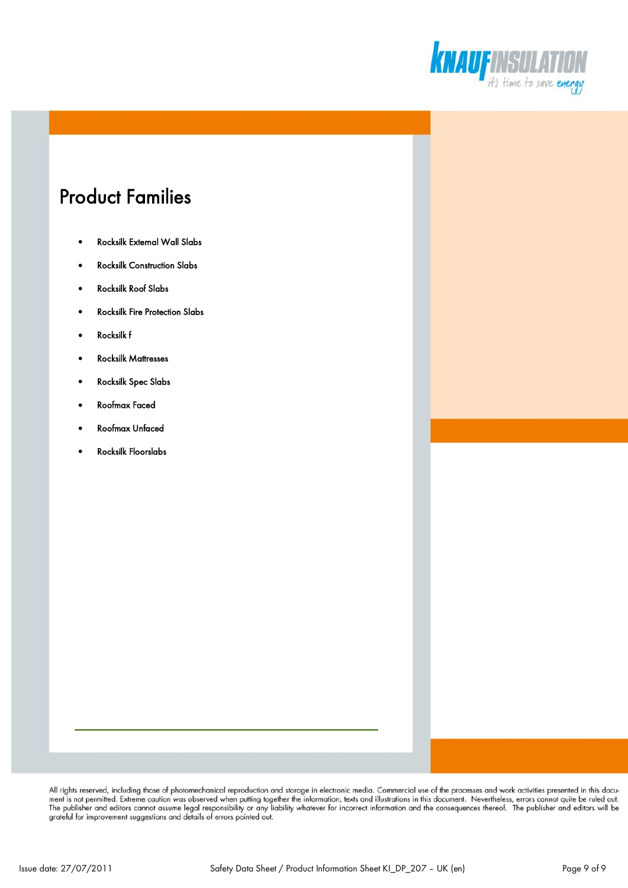# Product Families

- Rocksilk External Wall Slabs
- Rocksilk Construction Slabs
- Rocksilk Roof Slabs
- Rocksilk Fire Protection Slabs
- Rocksilk f
- Rocksilk Mattresses
- Rocksilk Spec Slabs
- Roofmax Faced
- Roofmax Unfaced
- Rocksilk Floorslabs

All rights reserved, including those of photomechanical reproduction and storage in electronic media. Commercial use of the processes and work activities presented in this document is not permitted. Extreme caution was observed when putting together the information, texts and illustrations in this document. Nevertheless, errors cannot quite be ruled out. The publisher and editors cannot assume legal responsibility or any liability whatever for incorrect information and the consequences thereof. The publisher and editors will be grateful for improvement suggestions and details of errors pointed out.